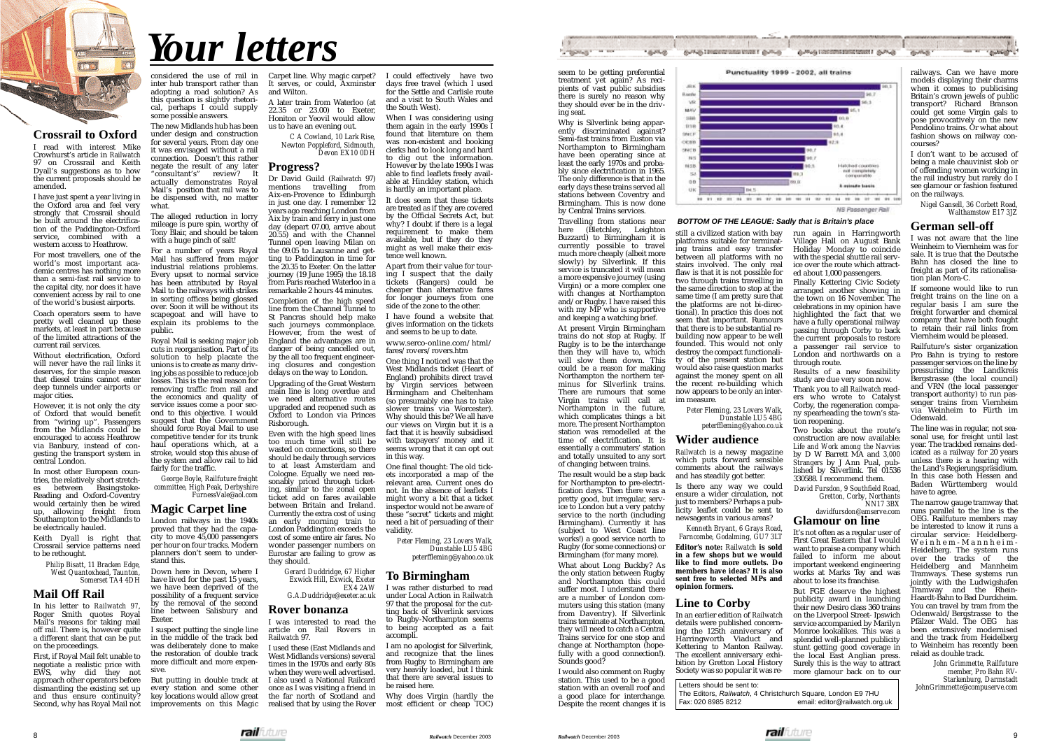# Your letters

## Crossrail to Oxford

I read with interest Mike Crowhurst's article in *Railwatch* 97 on Crossrail and Keith Dyall's suggestions as to how the current proposals should be amended.

I have just spent a year living in the Oxford area and feel very strongly that Crossrail should be built around the electrification of the Paddington-Oxford service, combined with a western access to Heathrow.

For most travellers, one of the world's most important academic centres has nothing more than a semi-fast rail service to the capital city, nor does it have convenient access by rail to one of the world's busiest airports.

Coach operators seem to have pretty well cleaned up these markets, at least in part because of the limited attractions of the current rail services.

Without electrification, Oxford will never have the rail links it deserves, for the simple reason that diesel trains cannot enter deep tunnels under airports or major cities.

However, it is not only the city of Oxford that would benefit from "wiring up". Passengers from the Midlands could be encouraged to access Heathrow via Banbury, instead of congesting the transport system in central London.

In most other European countries, the relatively short stretches between Basingstoke-Reading and Oxford-Coventry would certainly then be wired up, allowing freight from Southampton to the Midlands to be electrically hauled.

Keith Dyall is right that Crossrail service patterns need to be rethought.

*Philip Bisatt, 11 Bracken Edge, West Quantoxhead, Taunton, Somerset TA4 4DH*

## Mail Off Rail

In his letter to *Railwatch* 97, Roger Smith quotes Royal Mail's reasons for taking mail off rail. There is, however quite a different slant that can be put on the proceedings.

First, if Royal Mail felt unable to negotiate a realistic price with EWS, why did they not approach other operators before dismantling the existing set up and thus ensure continuity? Second, why has Royal Mail not considered the use of rail in inter hub transport rather than adopting a road solution? As this question is slightly rhetorical, perhaps I could supply some possible answers.

The new Midlands hub has been under design and construction for several years. From day one it was envisaged without a rail connection. Doesn't this rather negate the result of any later "consultant's" review? It actually demonstrates Royal Mail's position that rail was to be dispensed with, no matter what.

The alleged reduction in lorry mileage is pure spin, worthy of Tony Blair, and should be taken with a huge pinch of salt!

For a number of years Royal Mail has suffered from major industrial relations problems. Every upset to normal service has been attributed by Royal Mail to the railways with strikes in sorting offices being glossed over. Soon it will be without its scapegoat and will have to explain its problems to the public.

Royal Mail is seeking major job cuts in reorganisation. Part of its solution to help placate the unions is to create as many driving jobs as possible to reduce job losses. This is the real reason for removing traffic from rail and the economics and quality of service issues come a poor second to this objective. I would suggest that the Government should force Royal Mail to use competitive tender for its trunk haul operations which, at a stroke, would stop this abuse of the system and allow rail to bid fairly for the traffic.

*George Boyle, Railfuture freight committee, High Peak, Derbyshire FurnessVale@aol.com*

## Magic Carpet line

London railways in the 1940s proved that they had the capacity to move 45,000 passengers per hour on four tracks. Modern planners don't seem to understand this.

Down here in Devon, where I have lived for the past 15 years, we have been deprived of the possibility of a frequent service by the removal of the second line between Salisbury and Exeter.

I suspect putting the single line in the middle of the track bed was deliberately done to make the restoration of double track more difficult and more expensive.

But putting in double track at every station and some other key locations would allow great improvements on this Magic Carpet line. Why magic carpet? It serves, or could, Axminster and Wilton.

A later train from Waterloo (at 22.35 or 23.00) to Exeter, Honiton or Yeovil would allow us to have an evening out.

*C A Cowland, 10 Lark Rise, Newton Poppleford, Sidmouth, Devon EX10 0DH*

## Progress?

Dr David Guild (*Railwatch* 97) mentions travelling from Aix-en-Provence to Edinburgh in just one day. I remember 12 years ago reaching London from Aix by train and ferry in just one day (depart 07.00, arrive about 20.55) and with the Channel Tunnel open leaving Milan on the 09.05 to Lausanne and getting to Paddington in time for the 20.35 to Exeter. On the latter journey (19 June 1995) the 18.18 from Paris reached Waterloo in a remarkable 2 hours 44 minutes.

Completion of the high speed line from the Channel Tunnel to St Pancras should help make such journeys commonplace. However, from the west of England the advantages are in danger of being cancelled out, by the all too frequent engineering closures and congestion delays on the way to London.

Upgrading of the Great Western main line is long overdue and we need alternative routes upgraded and reopened such as Oxford to London via Princes Risborough.

Even with the high speed lines too much time will still be wasted on connections, so there should be daily through services to at least Amsterdam and Cologne. Equally we need reasonably priced through ticketing, similar to the zonal open ticket add on fares available between Britain and Ireland. Currently the extra cost of using an early morning train to London Paddington exceeds the cost of some entire air fares. No wonder passenger numbers on Eurostar are failing to grow as they should.

*Gerard Duddridge, 67 Higher Exwick Hill, Exwick, Exeter EX4 2AW G.A.Duddridge@exeter.ac.uk*

## Rover bonanza

I was interested to read the article on Rail Rovers in *Railwatch* 97.

I used these (East Midlands and West Midlands versions) several times in the 1970s and early 80s when they were well advertised. I also used a National Railcard once as I was visiting a friend in the far north of Scotland and realised that by using the Rover I could effectively have two days free travel (which I used for the Settle and Carlisle route and a visit to South Wales and the South West).

When I was considering using them again in the early 1990s I found that literature on them was non-existent and booking clerks had to look long and hard to dig out the information. However by the late 1990s I was able to find leaflets freely available at Hinckley station, which is hardly an important place.

It does seem that these tickets are treated as if they are covered by the Official Secrets Act, but why? I doubt if there is a legal requirement to make them available, but if they do they might as well make their existence well known.

Apart from their value for touring I suspect that the daily tickets (Rangers) could be cheaper than alternative fares for longer journeys from one side of the zone to the other.

I have found a website that gives information on the tickets and seems to be up to date.

www.serco-online.com/html/fares/rovers/rovers.htm

One thing I noticed was that the West Midlands ticket (Heart of England) prohibits direct travel by Virgin services between Birmingham and Cheltenham (so presumably one has to take slower trains via Worcester). Why should this be? We all have our views on Virgin but it is a fact that it is heavily subsidised with taxpayers' money and it seems wrong that it can opt out in this way.

One final thought: The old tickets incorporated a map of the relevant area. Current ones do not. In the absence of leaflets I might worry a bit that a ticket inspector would not be aware of these "secret" tickets and might need a bit of persuading of their validity.

*Peter Fleming, 23 Lovers Walk, Dunstable LU5 4BG peterffleming@yahoo.co.uk*

## To Birmingham

I was rather disturbed to read under Local Action in *Railwatch* 97 that the proposal for the cutting back of Silverlink services to Rugby-Northampton seems to being accepted as a fait accompli.

I am no apologist for Silverlink, and recognize that the lines from Rugby to Birmingham are very heavily loaded, but I think that there are several issues to be raised here.

Why does Virgin (hardly the most efficient or cheap TOC) seem to be getting preferential treatment yet again? As recipients of vast public subsidies there is surely no reason why they should ever be in the driving seat.

Why is Silverlink being apparently discriminated against? Semi-fast trains from Euston via Northampton to Birmingham have been operating since at least the early 1970s and probably since electrification in 1965. The only difference is that in the early days these trains served all stations between Coventry and Birmingham. This is now done by Central Trains services.

Travelling from stations near here (Bletchley, Leighton Buzzard) to Birmingham it is currently possible to travel much more cheaply (albeit more slowly) by Silverlink. If this service is truncated it will mean a more expensive journey (using Virgin) or a more complex one with changes at Northampton and/or Rugby. I have raised this with my MP who is supportive and keeping a watching brief.

At present Virgin Birmingham trains do not stop at Rugby. If Rugby is to be the interchange then they will have to, which will slow them down. This could be a reason for making Northampton the northern terminus for Silverlink trains. There are rumours that some Virgin trains will call at Northampton in the future, which complicates things a bit more. The present Northampton station was remodelled at the time of electrification. It is essentially a commuters' station and totally unsuited to any sort of changing between trains.

The result would be a step back for Northampton to pre-electrification days. Then there was a pretty good, but irregular, service to London but a very patchy service to the north (including Birmingham). Currently it has (subject to West Coast line works!) a good service north to Rugby (for some connections) or Birmingham (for many more).

What about Long Buckby? As the only station between Rugby and Northampton this could suffer most. I understand there are a number of London commuters using this station (many from Daventry). If Silverlink trains terminate at Northampton, they will need to catch a Central Trains service for one stop and change at Northampton (hopefully with a good connection!). Sounds good?

I would also comment on Rugby station. This used to be a good station with an overall roof and a good place for interchange. Despite the recent changes it is still a civilized station with bay platforms suitable for terminating trains and easy transfer between all platforms with no stairs involved. The only real flaw is that it is not possible for two through trains travelling in the same direction to stop at the same time (I am pretty sure that the platforms are not bi-directional). In practice this does not seem that important. Rumours that there is to be substantial rebuilding now appear to be well founded. This would not only destroy the compact functionality of the present station but would also raise question marks against the money spent on all the recent re-building which now appears to be only an interim measure.

*Peter Fleming, 23 Lovers Walk, Dunstable LU5 4BG peterffleming@yahoo.co.uk*

**Punctuality 1999 - 2002, all trains**

| Country | % |
|---|---|
| JRK | 98.3 |
| Renfe | 96.7 |
| VR | 96.3 |
| MAV | 95.1 |
| SBB | 93.9 |
| DSB | 93.4 |
| SNCF | 93.4 |
| CEBB | 92.9 |
| SNCB | 90.7 |
| NS | 90.7 |
| NSB | 90.5 |
| SJ | 89.3 |
| DB | 89.0 |
| UK | 84.5 |

Hatched countries not completely comparable

5 minute basis

NS Passenger Rail

*BOTTOM OF THE LEAGUE: Sadly that is Britain's place*

## Wider audience

*Railwatch* is a newsy magazine which puts forward sensible comments about the railways and has steadily got better.

Is there any way we could ensure a wider circulation, not just to members? Perhaps a publicity leaflet could be sent to newsagents in various areas?

*Kenneth Bryant, 6 Grays Road, Farncombe, Godalming, GU7 3LT*

**Editor's note: *Railwatch* is sold in a few shops but we would like to find more outlets. Do members have ideas? It is also sent free to selected MPs and opinion formers.**

## Line to Corby

In an earlier edition of *Railwatch* details were published concerning the 125th anniversary of Harringworth Viaduct and Kettering to Manton Railway. The excellent anniversary exhibition by Gretton Local History Society was so popular it was rerun again in Harringworth Village Hall on August Bank Holiday Monday to coincide with the special shuttle rail service over the route which attracted about 1,000 passengers.

Finally Kettering Civic Society arranged another showing in the town on 16 November. The celebrations in my opinion have highlighted the fact that we have a fully operational railway passing through Corby to back the current proposals to restore a passenger rail service to London and northwards on a through route.

Results of a new feasibility study are due very soon now.

Thank you to all *Railwatch* readers who wrote to Catalyst Corby, the regeneration company spearheading the town's station reopening.

Two books about the route's construction are now available: *Life and Work among the Navvies* by D W Barrett MA and *3,000 Strangers* by J Ann Pual, published by Silverlink. Tel 01536 330588. I recommend them.

*David Fursdon, 9 Southfield Road, Gretton, Corby, Northants NN17 3BX davidfursdon@amserve.com*

## Glamour on line

It's not often as a regular user of First Great Eastern that I would want to praise a company which failed to inform me about important weekend engineering works at Marks Tey and was about to lose its franchise.

But FGE deserve the highest publicity award in launching their new Desiro class 360 trains on the Liverpool Street- Ipswich service accompanied by Marilyn Monroe lookalikes. This was a splendid well-planned publicity stunt getting good coverage in the local East Anglian press. Surely this is the way to attract more glamour back on to our railways. Can we have more models displaying their charms when it comes to publicising Britain's crown jewels of public transport? Richard Branson could get some Virgin gals to pose provocatively on the new Pendolino trains. Or what about fashion shows on railway concourses?

I don't want to be accused of being a male chauvinist slob or of offending women working in the rail industry but rarely do I see glamour or fashion featured on the railways.

*Nigel Gansell, 36 Corbett Road, Walthamstow E17 3JZ*

## German sell-off

I was not aware that the line Weinheim to Viernheim was for sale. It is true that the Deutsche Bahn has closed the line to freight as part of its rationalisation plan Mora-C.

If someone would like to run freight trains on the line on a regular basis I am sure the freight forwarder and chemical company that have both fought to retain their rail links from Viernheim would be pleased.

Railfuture's sister organization Pro Bahn is trying to restore passenger services on the line by pressurising the Landkreis Bergstrasse (the local council) and VRN (the local passenger transport authority) to run passenger trains from Viernheim via Weinheim to Fürth im Odenwald.

The line was in regular, not seasonal use, for freight until last year. The trackbed remains dedicated as a railway for 20 years unless there is a hearing with the Land's Regierungspräsidium. In this case both Hessen and Baden Württemberg would have to agree.

The narrow gauge tramway that runs parallel to the line is the OEG. Railfuture members may be interested to know it runs a circular service: Heidelberg-Weinhem-Mannheim-Heidelberg. The system runs over the tracks of the Heidelberg and Mannheim Tramways. These systems run jointly with the Ludwigshafen Tramway and the Rhein-Haardt-Bahn to Bad Durckheim. You can travel by tram from the Odenwald/Bergstrasse to the Pfälzer Wald. The OEG has been extensively modernised and the track from Heidelberg to Weinheim has recently been relaid as double track.

*John Grimmette, Railfuture member, Pro Bahn RV-Starkenburg, Darmstadt JohnGrimmette@compuserve.com*

Letters should be sent to:
The Editors, *Railwatch*, 4 Christchurch Square, London E9 7HU
Fax: 020 8985 8212 email: editor@railwatch.org.uk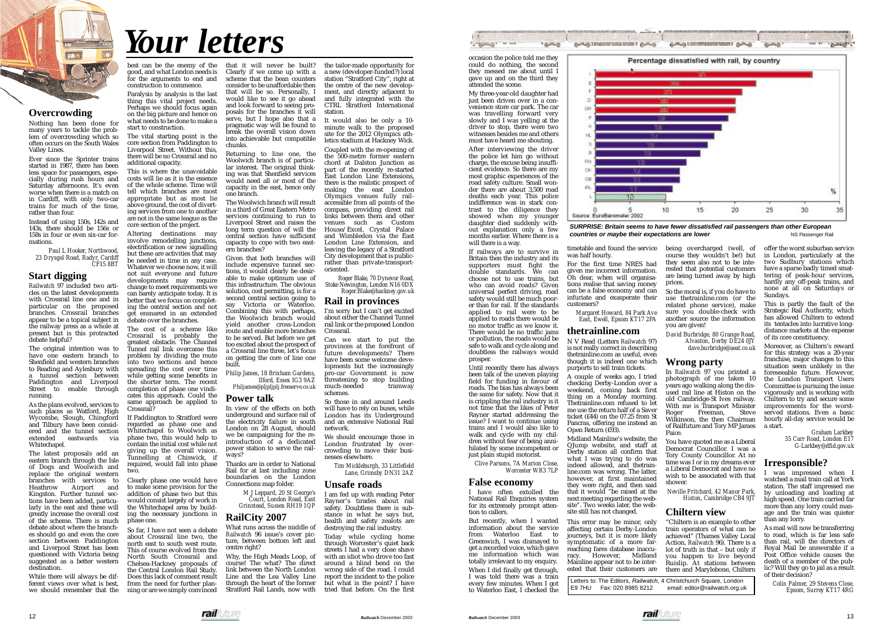# Your letters

## Overcrowding

Nothing has been done for many years to tackle the problem of overcrowding which so often occurs on the South Wales Valley Lines.

Ever since the Sprinter trains started in 1987, there has been less space for passengers, especially during rush hours and Saturday afternoons. It's even worse when there is a match on in Cardiff, with only two-car trains for much of the time, rather than four.

Instead of using 150s, 142s and 143s, there should be 156s or 158s in four or even six-car formations.

*Paul L Hooker, Northwood, 23 Drysgol Road, Radyr, Cardiff CF15 8BT*

## Start digging

*Railwatch* 97 included two articles on the latest developments with Crossrail line one and in particular on the proposed branches. Crossrail branches appear to be a topical subject in the railway press as a whole at present but is this protracted debate helpful?

The original intention was to have one eastern branch to Shenfield and western branches to Reading and Aylesbury with a tunnel section between Paddington and Liverpool Street to enable through running.

As the plans evolved, services to such places as Watford, High Wycombe, Slough, Chingford and Tilbury have been considered and the tunnel section extended eastwards via Whitechapel.

The latest proposals add an eastern branch through the Isle of Dogs and Woolwich and replace the original western branches with services to Heathrow Airport and Kingston. Further tunnel sections have been added, particularly in the east and these will greatly increase the overall cost of the scheme. There is much debate about where the branches should go and even the core section between Paddington and Liverpool Street has been questioned with Victoria being suggested as a better western destination.

While there will always be different views over what is best, we should remember that the best can be the enemy of the good, and what London needs is for the arguments to end and construction to commence.

Paralysis by analysis is the last thing this vital project needs. Perhaps we should focus again on the big picture and hence on what needs to be done to make a start to construction.

The vital starting point is the core section from Paddington to Liverpool Street. Without this, there will be no Crossrail and no additional capacity.

This is where the unavoidable costs will lie as it is the essence of the whole scheme. Time will tell which branches are most appropriate but as most lie above ground, the cost of diverting services from one to another are not in the same league as the core section of the project.

Altering destinations may involve remodelling junctions, electrification or new signalling but these are activities that may be needed in time in any case. Whatever we choose now, it will not suit everyone and future developments may require change to meet requirements we can barely anticipate today. It is better that we focus on completing the central section and not get ensnared in an extended debate over the branches.

The cost of a scheme like Crossrail is probably the greatest obstacle. The Channel Tunnel rail link overcame this problem by dividing the route into two sections and hence spreading the cost over time while getting some benefits in the shorter term. The recent completion of phase one vindicates this approach. Could the same approach be applied to Crossrail?

If Paddington to Stratford were regarded as phase one and Whitechapel to Woolwich as phase two, this would help to contain the initial cost while not giving up the overall vision. Tunnelling at Chiswick, if required, would fall into phase two.

Clearly phase one would have to make some provision for the addition of phase two but this would consist largely of work in the Whitechapel area by building the necessary junctions in phase one.

So far, I have not seen a debate about Crossrail line two, the north east to south west route. This of course evolved from the North London Crossrail and Chelsea-Hackney proposals of the Central London Rail Study. Does this lack of comment result from the need for further planning or are we simply convinced that it will never be built? Clearly if we come up with a scheme that the bean counters consider to be unaffordable then that will be so. Personally, I would like to see it go ahead and look forward to seeing proposals for the branches it will serve, but I hope also that a pragmatic way will be found to break the overall vision down into achievable but compatible chunks.

Returning to line one, the Woolwich branch is of particular interest. The original thinking was that Shenfield services would need all or most of the capacity in the east, hence only one branch.

The Woolwich branch will result in a third of Great Eastern Metro services continuing to run to Liverpool Street and raises the long term question of will the Shenfield line have sufficient capacity to cope with two eastern branches?

Given that both branches will include expensive tunnel sections, it would clearly be desirable to make optimum use of this infrastructure. The obvious solution, cost permitting, is for a second central section going to say Victoria or Waterloo. Combining this with perhaps, the Woolwich branch would yield another cross-London route and enable more branches to be served. But before we get too excited about the prospect of a Crossrail line three, let's focus on getting the core of line one built.

*Philip James, 18 Brixham Gardens, Ilford, Essex IG3 9AX Philjames@pljpljplj.freeserve.co.uk*

## Power talk

In view of the effects on both underground and surface rail of the electricity failure in south London on 28 August, should we be campaigning for the re-introduction of a dedicated power station to serve the railways?

Thanks are in order to National Rail for at last including zone boundaries on the London Connections map folder.

*M J Leppard, 20 St George's Court, London Road, East Grinstead, Sussex RH19 1QP*

## RailCity 2007

What runs across the middle of *Railwatch* 96 issue's cover picture, between bottom left and centre right?

Why, the High Meads Loop, of course! The what? The direct link between the North London Line and the Lea Valley Line through the heart of the former Stratford Rail Lands, now with the tailor-made opportunity for a new (developer-funded?) local station "Stratford City", right at the centre of the new development, and directly adjacent to and fully integrated with the CTRL Stratford International station.

It would also be only a 10-minute walk to the proposed site for the 2012 Olympics athletics stadium at Hackney Wick.

Coupled with the re-opening of the 500-metre former eastern chord at Dalston Junction as part of the recently re-started East London Line Extensions, there is the realistic prospect of making the east London Olympics venues fully rail-accessible from all points of the compass, providing direct rail links between them and other venues such as Custom House/Excel, Crystal Palace and Wimbledon via the East London Line Extension, and leaving the legacy of a Stratford City development that is public-rather than private-transport-oriented.

*Roger Blake, 70 Dynevor Road, Stoke Newington, London N16 0DX Roger.Blake@hackney.gov.uk*

## Rail in provinces

I'm sorry but I can't get excited about either the Channel Tunnel rail link or the proposed London Crossrail.

Can we start to put the provinces at the forefront of future developments? There have been some welcome developments but the increasingly pro-car Government is now threatening to stop building much-needed tramway schemes.

So those in and around Leeds will have to rely on buses, while London has its Underground and an extensive National Rail network.

We should encourage those in London frustrated by overcrowding to move their businesses elsewhere.

*Tim Mickleburgh, 33 Littlefield Lane, Grimsby DN31 2AZ*

## Unsafe roads

I am fed up with reading Peter Rayner's tirades about rail safety. Doubtless there is substance in what he says but, health and safety zealots are destroying the rail industry.

Today while cycling home through Worcester's quiet back streets I had a very close shave with an idiot who drove too fast around a blind bend on the wrong side of the road. I could report the incident to the police but what is the point? I have tried that before. On the first occasion the police told me they could do nothing, the second they messed me about until I gave up and on the third they attended the scene.

My three-year-old daughter had just been driven over in a convenience store car park. The car was travelling forward very slowly and I was yelling at the driver to stop, there were two witnesses besides me and others must have heard me shouting.

After interviewing the driver the police let him go without charge, the excuse being insufficient evidence. So there are my most graphic experiences of the road safety culture. Small wonder there are about 3,500 road deaths each year. This police indifference was in stark contrast to the diligence they showed when my younger daughter died suddenly without explanation only a few months earlier. Where there is a will there is a way.

If railways are to survive in Britain then the industry and its supporters must fight the double standards. We can choose not to use trains, but who can avoid roads? Given universal perfect driving, road safety would still be much poorer than for rail. If the standards applied to rail were to be applied to roads there would be no motor traffic as we know it. There would be no traffic jams or pollution, the roads would be safe to walk and cycle along and doubtless the railways would prosper.

Until recently there has always been talk of the uneven playing field for funding in favour of roads. The bias has always been the same for safety. Now that it is crippling the rail industry is it not time that the likes of Peter Rayner started addressing the issue? I want to continue using trains and I would also like to walk and cycle with my children without fear of being annihilated by some incompetent or just plain stupid motorist.

*Clive Parsons, 7A Marion Close, Worcester WR3 7LP*

## False economy

I have often extolled the National Rail Enquiries system for its extremely prompt attention to callers.

But recently, when I wanted information about the service from Waterloo East to Greenwich, I was dismayed to get a recorded voice, which gave me information which was totally irrelevant to my enquiry.

When I did finally get through, I was told there was a train every few minutes. When I got to Waterloo East, I checked the timetable and found the service was half hourly.

For the first time NRES had given me incorrect information. Oh dear; when will organisations realise that saving money can be a false economy and can infuriate and exasperate their customers?

*Margaret Howard, 84 Park Ave East, Ewell, Epsom KT17 2PA*

Percentage dissatisfied with rail, by country

I
E
F
D
GR
P
A
NL
S
B
FIN
DK
GB
IRL
L

0 5 10 15 20 25 30 35

%

Source: EuroBarometer 2002

*SURPRISE: Britain seems to have fewer dissatisfied rail passengers than other European countries or maybe their expectations are lower* NS Passenger Rail

## thetrainline.com

N V Read (Letters *Railwatch* 97) is not really correct in describing thetrainline.com as useful, even though it is indeed one which purports to sell train tickets.

A couple of weeks ago, I tried checking Derby-London over a weekend, coming back first thing on a Monday morning. Thetrainline.com refused to let me use the return half of a Saver ticket (£44) on the 07.25 from St. Pancras, offering me instead an Open Return (£93).

Midland Mainline's website, the QJump website, and staff at Derby station all confirm that what I was trying to do was indeed allowed, and thetrainline.com was wrong. The latter, however, at first maintained they were right, and then said that it would "be raised at the next meeting regarding the website". Two weeks later, the website still has not changed.

This error may be minor, only affecting certain Derby-London journeys, but it is more likely symptomatic of a more far-reaching fares database inaccuracy. However, Midland Mainline appear not to be interested that their customers are being overcharged (well, of course they wouldn't be!) but they seem also not to be interested that potential customers are being turned away by high prices.

So the moral is, if you do have to use thetrainline.com (or the related phone service), make sure you double-check with another source the information you are given!

*David Burbridge, 80 Grange Road, Alvaston, Derby DE24 0JY dave.burbridge@aeat.co.uk*

## Wrong party

In *Railwatch* 97 you printed a photograph of me taken 10 years ago walking along the disused rail line at Histon on the old Cambridge-St Ives railway. With me is Transport Minister Roger Freeman, Steve Wilkinson, the then Chairman of Railfuture and Tory MP James Paice.

You have quoted me as a Liberal Democrat Councillor. I was a Tory County Councillor. At no time was I or in my dreams ever a Liberal Democrat and have no wish to be associated with that shower.

*Neville Pritchard, 42 Manor Park, Histon, Cambridge CB4 9JT*

## Chiltern view

"Chiltern is an example to other train operators of what can be achieved" (Thames Valley Local Action, *Railwatch* 96). There is a lot of truth in that – but only if you happen to live beyond Ruislip. At stations between there and Marylebone, Chiltern offer the worst suburban service in London, particularly at the two Sudbury stations which have a sparse badly timed smattering of peak-hour services, hardly any off-peak trains, and none at all on Saturdays or Sundays.

This is partly the fault of the Strategic Rail Authority, which has allowed Chiltern to extend its tentacles into lucrative long-distance markets at the expense of its core constituency.

Moreover, as Chiltern's reward for this strategy was a 20-year franchise, major changes to this situation seem unlikely in the foreseeable future. However, the London Transport Users Committee is pursuing the issue vigorously and is working with Chiltern to try and secure some improvements for the worst-served stations. Even a basic hourly all-day service would be a start.

*Graham Larkbey, 35 Carr Road, London E17 G-Larkbey@dfid.gov.uk*

## Irresponsible?

I was impressed when I watched a mail train call at York station. The staff impressed me by unloading and loading at high speed. One train carried far more than any lorry could manage and the train was quieter than any lorry.

As mail will now be transferring to road, which is far less safe than rail, will the directors of Royal Mail be answerable if a Post Office vehicle causes the death of a member of the public? Will they go to jail as a result of their decision?

*Colin Palmer, 29 Stevens Close, Epsom, Surrey KT17 4RG*

Letters to: The Editors, *Railwatch*, 4 Christchurch Square, London E9 7HU Fax: 020 8985 8212 email: editor@railwatch.org.uk